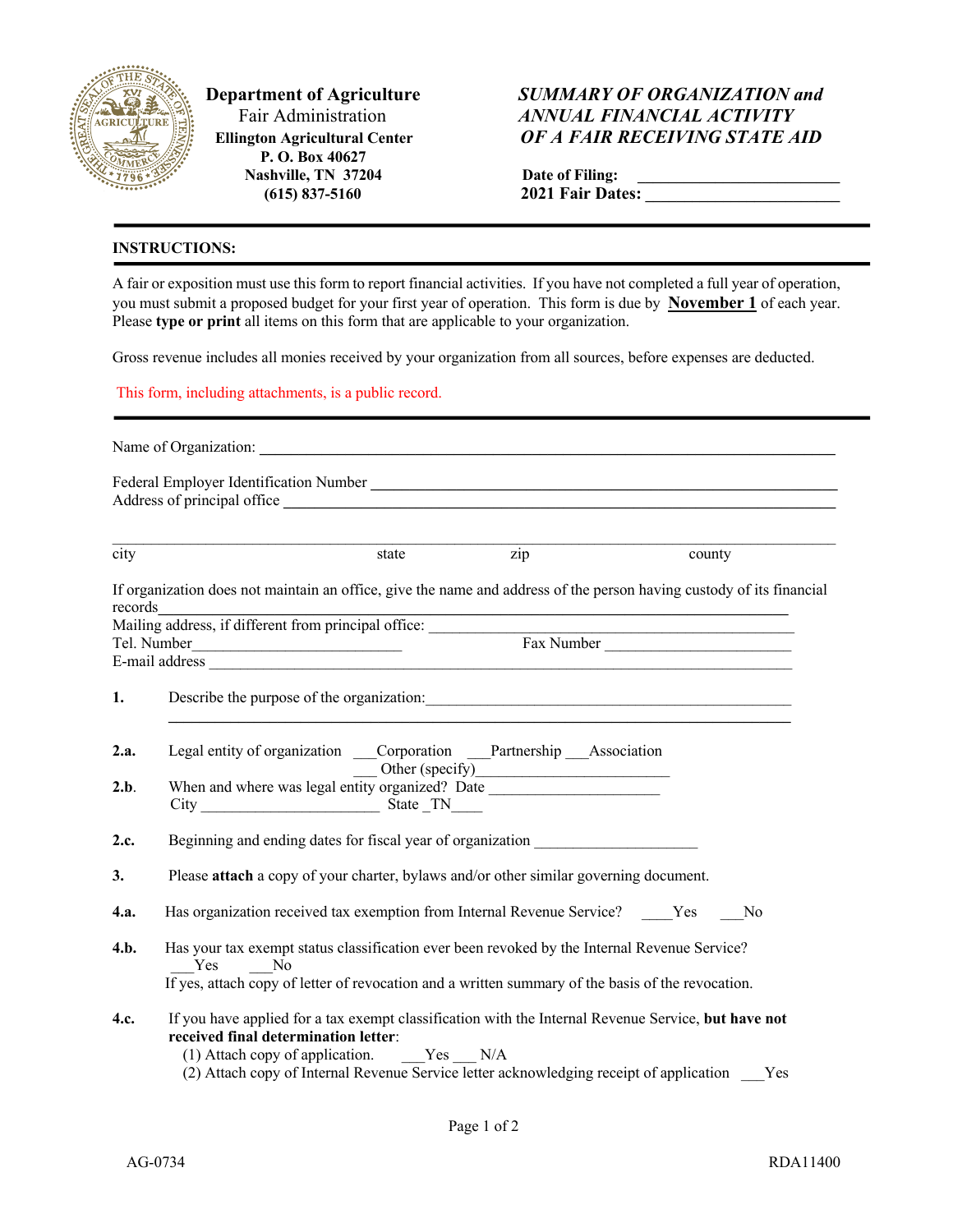**Department of Agriculture**
Fair Administration
**Ellington Agricultural Center**
**P. O. Box 40627**
**Nashville, TN 37204**
**(615) 837-5160**

***SUMMARY OF ORGANIZATION and ANNUAL FINANCIAL ACTIVITY OF A FAIR RECEIVING STATE AID***

**Date of Filing:** ________________________
**2021 Fair Dates:** ________________________

---

**INSTRUCTIONS:**

---

A fair or exposition must use this form to report financial activities. If you have not completed a full year of operation, you must submit a proposed budget for your first year of operation. This form is due by **November 1** of each year. Please **type or print** all items on this form that are applicable to your organization.

Gross revenue includes all monies received by your organization from all sources, before expenses are deducted.

This form, including attachments, is a public record.

---

Name of Organization: ________________________________________________

Federal Employer Identification Number ________________________________________________
Address of principal office ________________________________________________

________________________________________________
city state zip county

If organization does not maintain an office, give the name and address of the person having custody of its financial records________________________________________________
Mailing address, if different from principal office: ________________________________________________
Tel. Number__________________________ Fax Number ________________________
E-mail address ________________________________________________

**1.** Describe the purpose of the organization:________________________________________________

________________________________________________

**2.a.** Legal entity of organization ___Corporation ___Partnership ___Association
___ Other (specify)________________________

**2.b.** When and where was legal entity organized? Date ______________________
City ______________________ State _TN____

**2.c.** Beginning and ending dates for fiscal year of organization ____________________

**3.** Please **attach** a copy of your charter, bylaws and/or other similar governing document.

**4.a.** Has organization received tax exemption from Internal Revenue Service? ____Yes ___No

**4.b.** Has your tax exempt status classification ever been revoked by the Internal Revenue Service?
___Yes ___No
If yes, attach copy of letter of revocation and a written summary of the basis of the revocation.

**4.c.** If you have applied for a tax exempt classification with the Internal Revenue Service, **but have not received final determination letter**:
(1) Attach copy of application. ___Yes ___ N/A
(2) Attach copy of Internal Revenue Service letter acknowledging receipt of application ___Yes

AG-0734 RDA11400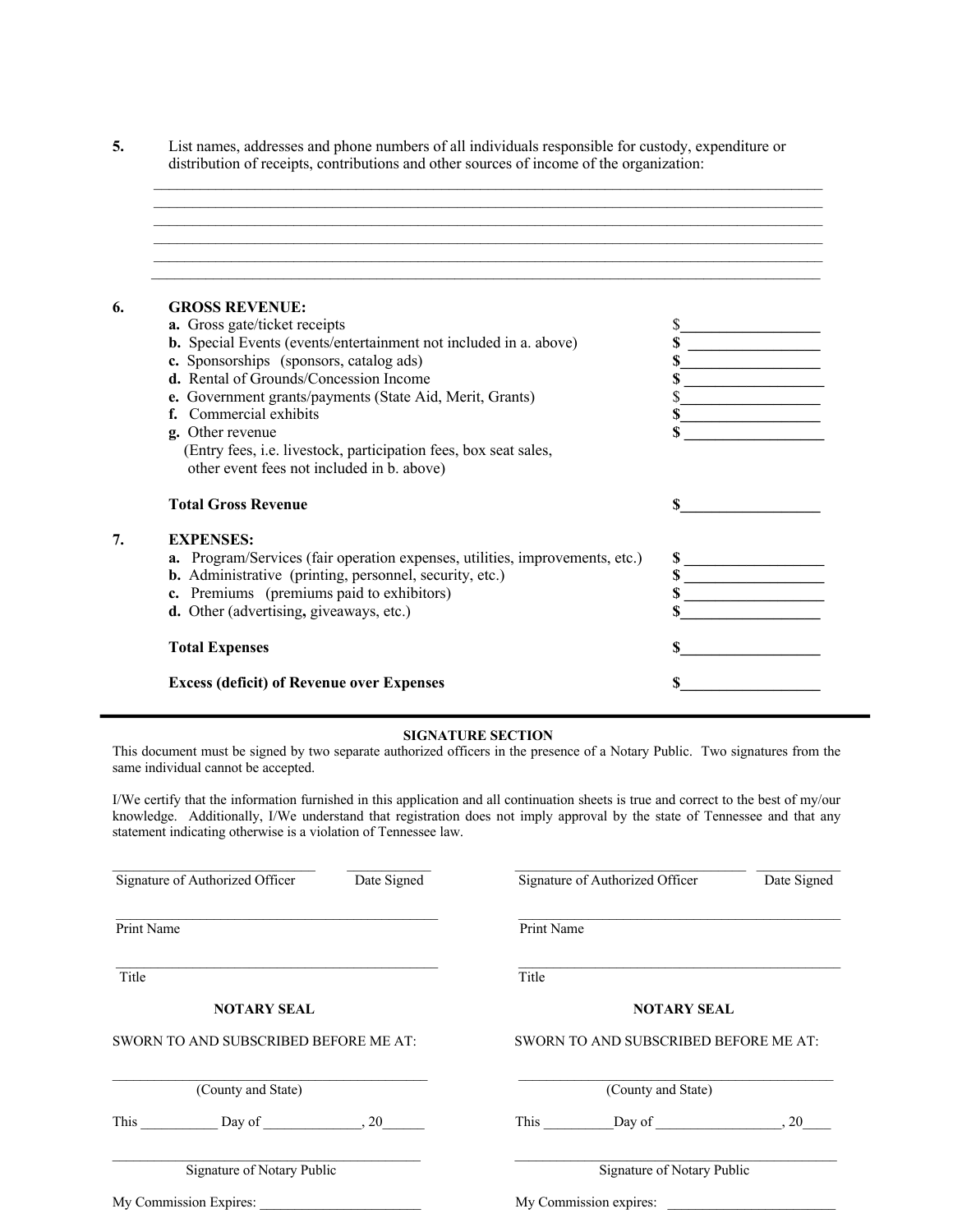5. List names, addresses and phone numbers of all individuals responsible for custody, expenditure or distribution of receipts, contributions and other sources of income of the organization:

______________________________________________________________________________________

______________________________________________________________________________________

______________________________________________________________________________________

______________________________________________________________________________________

______________________________________________________________________________________

______________________________________________________________________________________

6. **GROSS REVENUE:**

| | |
|---|---|
| **a.** Gross gate/ticket receipts | $__________________ |
| **b.** Special Events (events/entertainment not included in a. above) | $ __________________ |
| **c.** Sponsorships (sponsors, catalog ads) | $__________________ |
| **d.** Rental of Grounds/Concession Income | $ __________________ |
| **e.** Government grants/payments (State Aid, Merit, Grants) | $__________________ |
| **f.** Commercial exhibits | $__________________ |
| **g.** Other revenue (Entry fees, i.e. livestock, participation fees, box seat sales, other event fees not included in b. above) | $ __________________ |
| **Total Gross Revenue** | $__________________ |

7. **EXPENSES:**

| | |
|---|---|
| **a.** Program/Services (fair operation expenses, utilities, improvements, etc.) | $ __________________ |
| **b.** Administrative (printing, personnel, security, etc.) | $ __________________ |
| **c.** Premiums (premiums paid to exhibitors) | $ __________________ |
| **d.** Other (advertising, giveaways, etc.) | $__________________ |
| **Total Expenses** | $__________________ |
| **Excess (deficit) of Revenue over Expenses** | $__________________ |

---

**SIGNATURE SECTION**

This document must be signed by two separate authorized officers in the presence of a Notary Public. Two signatures from the same individual cannot be accepted.

I/We certify that the information furnished in this application and all continuation sheets is true and correct to the best of my/our knowledge. Additionally, I/We understand that registration does not imply approval by the state of Tennessee and that any statement indicating otherwise is a violation of Tennessee law.

______________________________ ______________
Signature of Authorized Officer Date Signed

______________________________________________
Print Name

______________________________________________
Title

**NOTARY SEAL**

SWORN TO AND SUBSCRIBED BEFORE ME AT:

______________________________________________
(County and State)

This ___________ Day of ______________, 20______

______________________________________________
Signature of Notary Public

My Commission Expires: _______________________

______________________________ ______________
Signature of Authorized Officer Date Signed

______________________________________________
Print Name

______________________________________________
Title

**NOTARY SEAL**

SWORN TO AND SUBSCRIBED BEFORE ME AT:

______________________________________________
(County and State)

This __________Day of __________________, 20____

______________________________________________
Signature of Notary Public

My Commission expires: ________________________